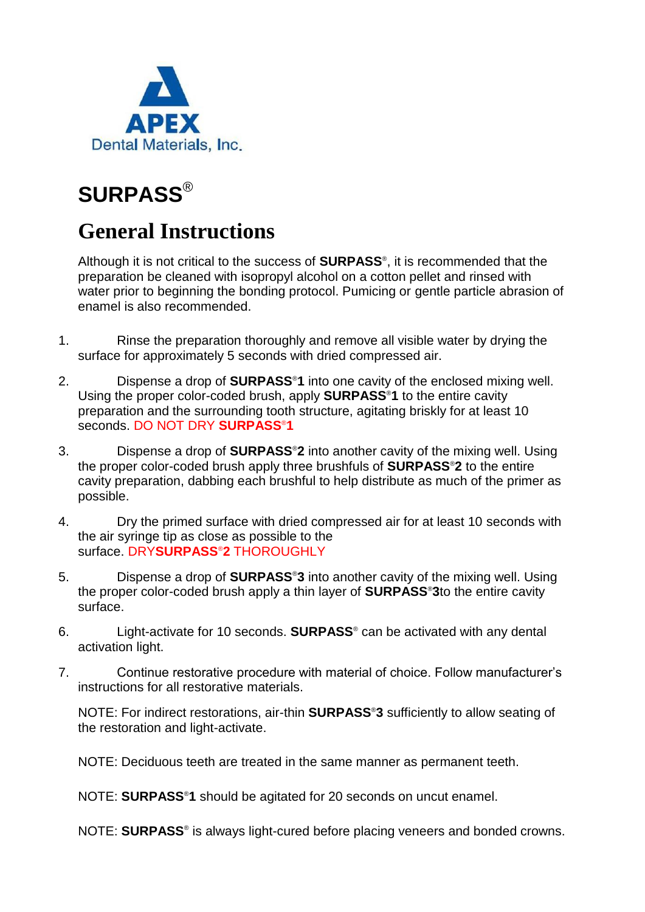**APEX**
Dental Materials, Inc.

# SURPASS®

## General Instructions

Although it is not critical to the success of **SURPASS®**, it is recommended that the preparation be cleaned with isopropyl alcohol on a cotton pellet and rinsed with water prior to beginning the bonding protocol. Pumicing or gentle particle abrasion of enamel is also recommended.

1. Rinse the preparation thoroughly and remove all visible water by drying the surface for approximately 5 seconds with dried compressed air.

2. Dispense a drop of **SURPASS®1** into one cavity of the enclosed mixing well. Using the proper color-coded brush, apply **SURPASS®1** to the entire cavity preparation and the surrounding tooth structure, agitating briskly for at least 10 seconds. DO NOT DRY **SURPASS®1**

3. Dispense a drop of **SURPASS®2** into another cavity of the mixing well. Using the proper color-coded brush apply three brushfuls of **SURPASS®2** to the entire cavity preparation, dabbing each brushful to help distribute as much of the primer as possible.

4. Dry the primed surface with dried compressed air for at least 10 seconds with the air syringe tip as close as possible to the surface. DRY**SURPASS®2** THOROUGHLY

5. Dispense a drop of **SURPASS®3** into another cavity of the mixing well. Using the proper color-coded brush apply a thin layer of **SURPASS®3**to the entire cavity surface.

6. Light-activate for 10 seconds. **SURPASS®** can be activated with any dental activation light.

7. Continue restorative procedure with material of choice. Follow manufacturer's instructions for all restorative materials.

NOTE: For indirect restorations, air-thin **SURPASS®3** sufficiently to allow seating of the restoration and light-activate.

NOTE: Deciduous teeth are treated in the same manner as permanent teeth.

NOTE: **SURPASS®1** should be agitated for 20 seconds on uncut enamel.

NOTE: **SURPASS®** is always light-cured before placing veneers and bonded crowns.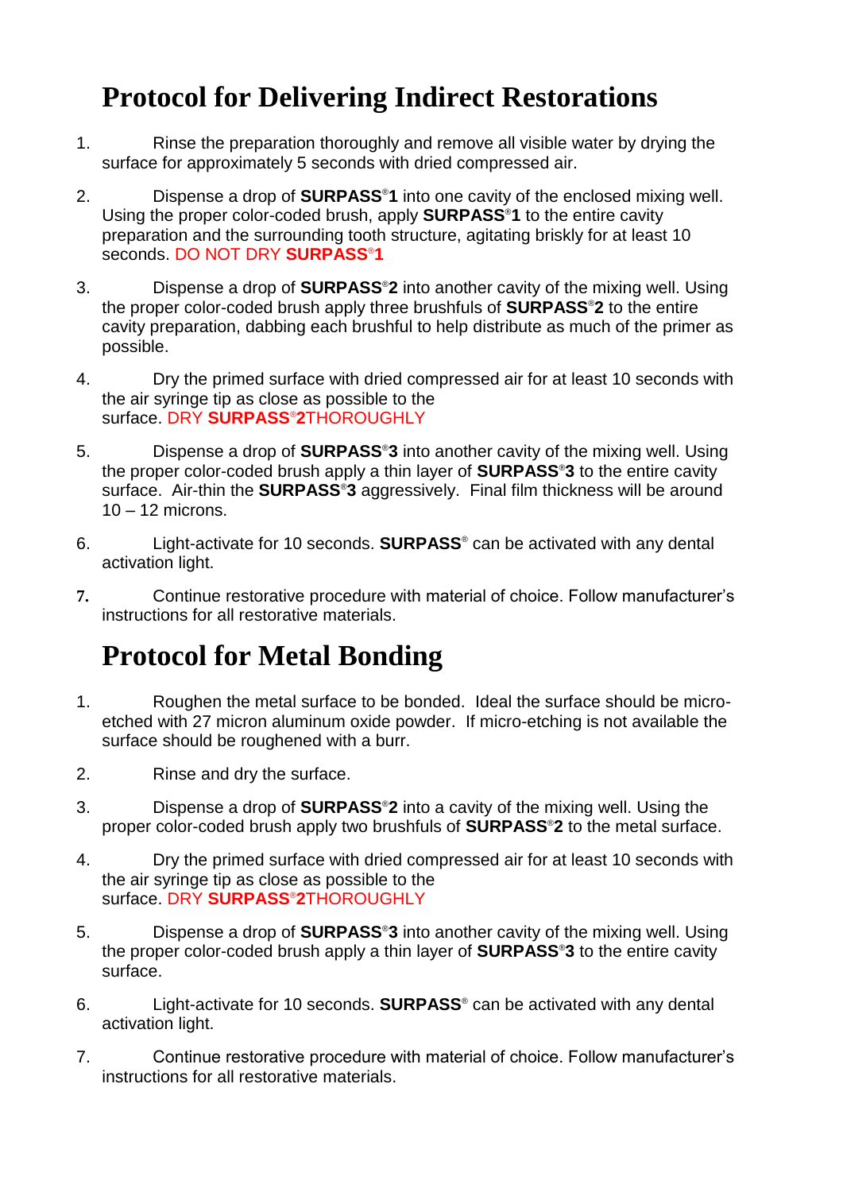# Protocol for Delivering Indirect Restorations

1. Rinse the preparation thoroughly and remove all visible water by drying the surface for approximately 5 seconds with dried compressed air.

2. Dispense a drop of **SURPASS®1** into one cavity of the enclosed mixing well. Using the proper color-coded brush, apply **SURPASS®1** to the entire cavity preparation and the surrounding tooth structure, agitating briskly for at least 10 seconds. DO NOT DRY **SURPASS®1**

3. Dispense a drop of **SURPASS®2** into another cavity of the mixing well. Using the proper color-coded brush apply three brushfuls of **SURPASS®2** to the entire cavity preparation, dabbing each brushful to help distribute as much of the primer as possible.

4. Dry the primed surface with dried compressed air for at least 10 seconds with the air syringe tip as close as possible to the surface. DRY **SURPASS®2**THOROUGHLY

5. Dispense a drop of **SURPASS®3** into another cavity of the mixing well. Using the proper color-coded brush apply a thin layer of **SURPASS®3** to the entire cavity surface. Air-thin the **SURPASS®3** aggressively. Final film thickness will be around 10 – 12 microns.

6. Light-activate for 10 seconds. **SURPASS®** can be activated with any dental activation light.

7. Continue restorative procedure with material of choice. Follow manufacturer's instructions for all restorative materials.

# Protocol for Metal Bonding

1. Roughen the metal surface to be bonded. Ideal the surface should be micro-etched with 27 micron aluminum oxide powder. If micro-etching is not available the surface should be roughened with a burr.

2. Rinse and dry the surface.

3. Dispense a drop of **SURPASS®2** into a cavity of the mixing well. Using the proper color-coded brush apply two brushfuls of **SURPASS®2** to the metal surface.

4. Dry the primed surface with dried compressed air for at least 10 seconds with the air syringe tip as close as possible to the surface. DRY **SURPASS®2**THOROUGHLY

5. Dispense a drop of **SURPASS®3** into another cavity of the mixing well. Using the proper color-coded brush apply a thin layer of **SURPASS®3** to the entire cavity surface.

6. Light-activate for 10 seconds. **SURPASS®** can be activated with any dental activation light.

7. Continue restorative procedure with material of choice. Follow manufacturer's instructions for all restorative materials.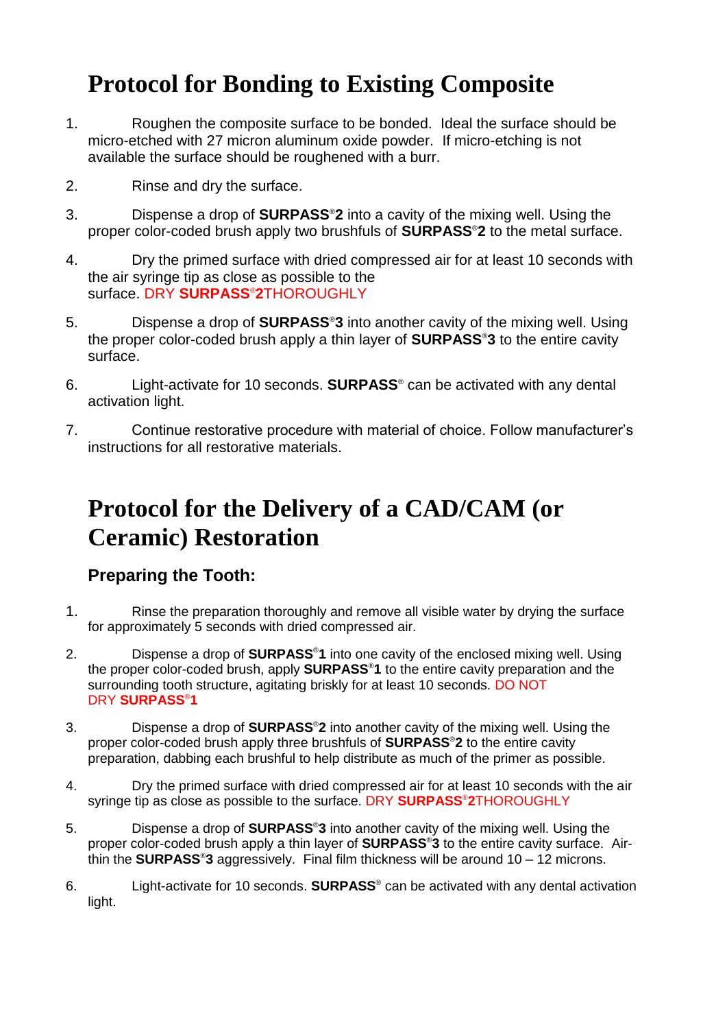# Protocol for Bonding to Existing Composite

1. Roughen the composite surface to be bonded. Ideal the surface should be micro-etched with 27 micron aluminum oxide powder. If micro-etching is not available the surface should be roughened with a burr.

2. Rinse and dry the surface.

3. Dispense a drop of **SURPASS®2** into a cavity of the mixing well. Using the proper color-coded brush apply two brushfuls of **SURPASS®2** to the metal surface.

4. Dry the primed surface with dried compressed air for at least 10 seconds with the air syringe tip as close as possible to the surface. DRY **SURPASS®2**THOROUGHLY

5. Dispense a drop of **SURPASS®3** into another cavity of the mixing well. Using the proper color-coded brush apply a thin layer of **SURPASS®3** to the entire cavity surface.

6. Light-activate for 10 seconds. **SURPASS®** can be activated with any dental activation light.

7. Continue restorative procedure with material of choice. Follow manufacturer's instructions for all restorative materials.

# Protocol for the Delivery of a CAD/CAM (or Ceramic) Restoration

## Preparing the Tooth:

1. Rinse the preparation thoroughly and remove all visible water by drying the surface for approximately 5 seconds with dried compressed air.

2. Dispense a drop of **SURPASS®1** into one cavity of the enclosed mixing well. Using the proper color-coded brush, apply **SURPASS®1** to the entire cavity preparation and the surrounding tooth structure, agitating briskly for at least 10 seconds. DO NOT DRY **SURPASS®1**

3. Dispense a drop of **SURPASS®2** into another cavity of the mixing well. Using the proper color-coded brush apply three brushfuls of **SURPASS®2** to the entire cavity preparation, dabbing each brushful to help distribute as much of the primer as possible.

4. Dry the primed surface with dried compressed air for at least 10 seconds with the air syringe tip as close as possible to the surface. DRY **SURPASS®2**THOROUGHLY

5. Dispense a drop of **SURPASS®3** into another cavity of the mixing well. Using the proper color-coded brush apply a thin layer of **SURPASS®3** to the entire cavity surface. Air-thin the **SURPASS®3** aggressively. Final film thickness will be around 10 – 12 microns.

6. Light-activate for 10 seconds. **SURPASS®** can be activated with any dental activation light.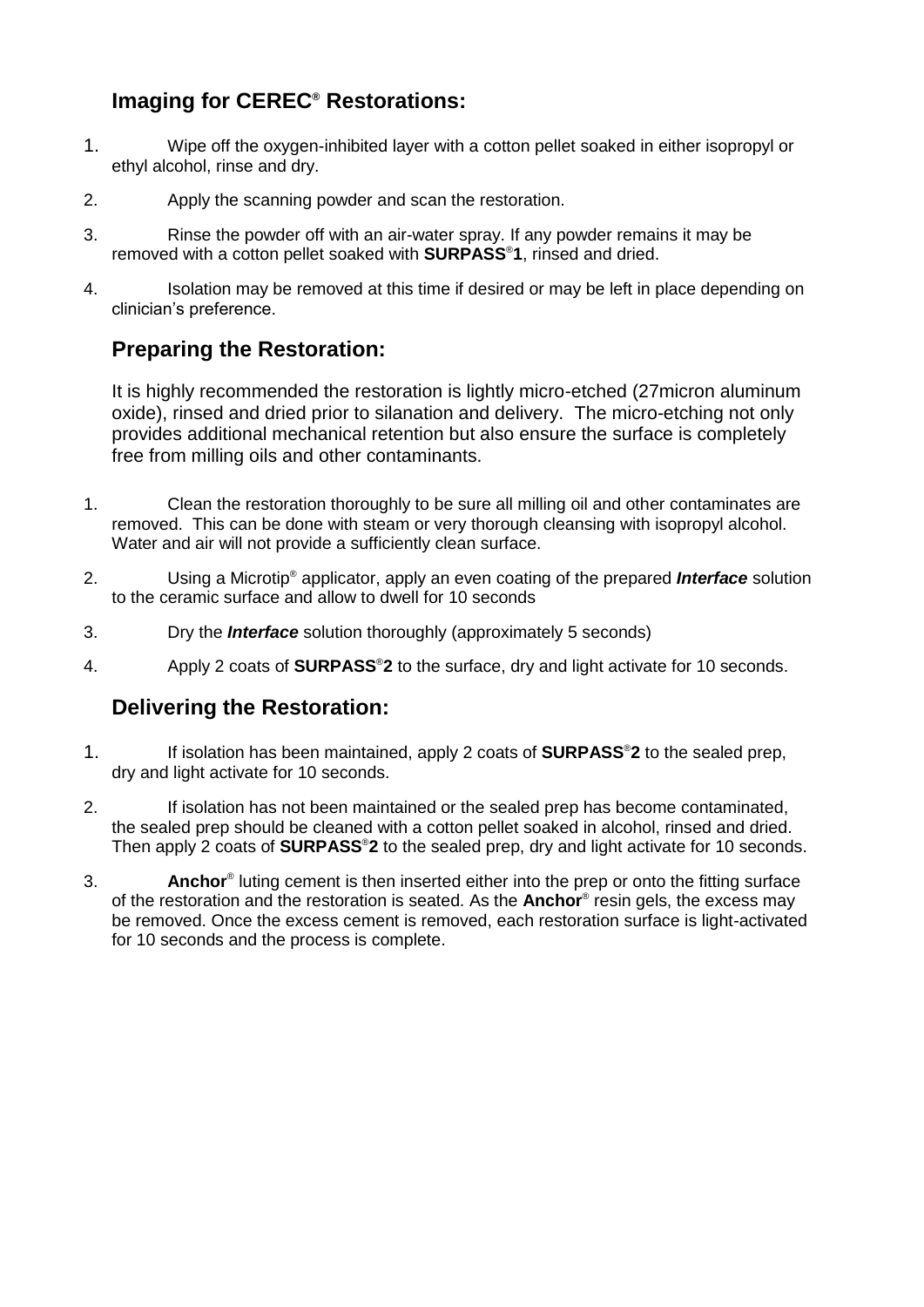## Imaging for CEREC® Restorations:

1. Wipe off the oxygen-inhibited layer with a cotton pellet soaked in either isopropyl or ethyl alcohol, rinse and dry.
2. Apply the scanning powder and scan the restoration.
3. Rinse the powder off with an air-water spray. If any powder remains it may be removed with a cotton pellet soaked with **SURPASS®1**, rinsed and dried.
4. Isolation may be removed at this time if desired or may be left in place depending on clinician's preference.

## Preparing the Restoration:

It is highly recommended the restoration is lightly micro-etched (27micron aluminum oxide), rinsed and dried prior to silanation and delivery. The micro-etching not only provides additional mechanical retention but also ensure the surface is completely free from milling oils and other contaminants.

1. Clean the restoration thoroughly to be sure all milling oil and other contaminates are removed. This can be done with steam or very thorough cleansing with isopropyl alcohol. Water and air will not provide a sufficiently clean surface.
2. Using a Microtip® applicator, apply an even coating of the prepared ***Interface*** solution to the ceramic surface and allow to dwell for 10 seconds
3. Dry the ***Interface*** solution thoroughly (approximately 5 seconds)
4. Apply 2 coats of **SURPASS®2** to the surface, dry and light activate for 10 seconds.

## Delivering the Restoration:

1. If isolation has been maintained, apply 2 coats of **SURPASS®2** to the sealed prep, dry and light activate for 10 seconds.
2. If isolation has not been maintained or the sealed prep has become contaminated, the sealed prep should be cleaned with a cotton pellet soaked in alcohol, rinsed and dried. Then apply 2 coats of **SURPASS®2** to the sealed prep, dry and light activate for 10 seconds.
3. **Anchor®** luting cement is then inserted either into the prep or onto the fitting surface of the restoration and the restoration is seated. As the **Anchor®** resin gels, the excess may be removed. Once the excess cement is removed, each restoration surface is light-activated for 10 seconds and the process is complete.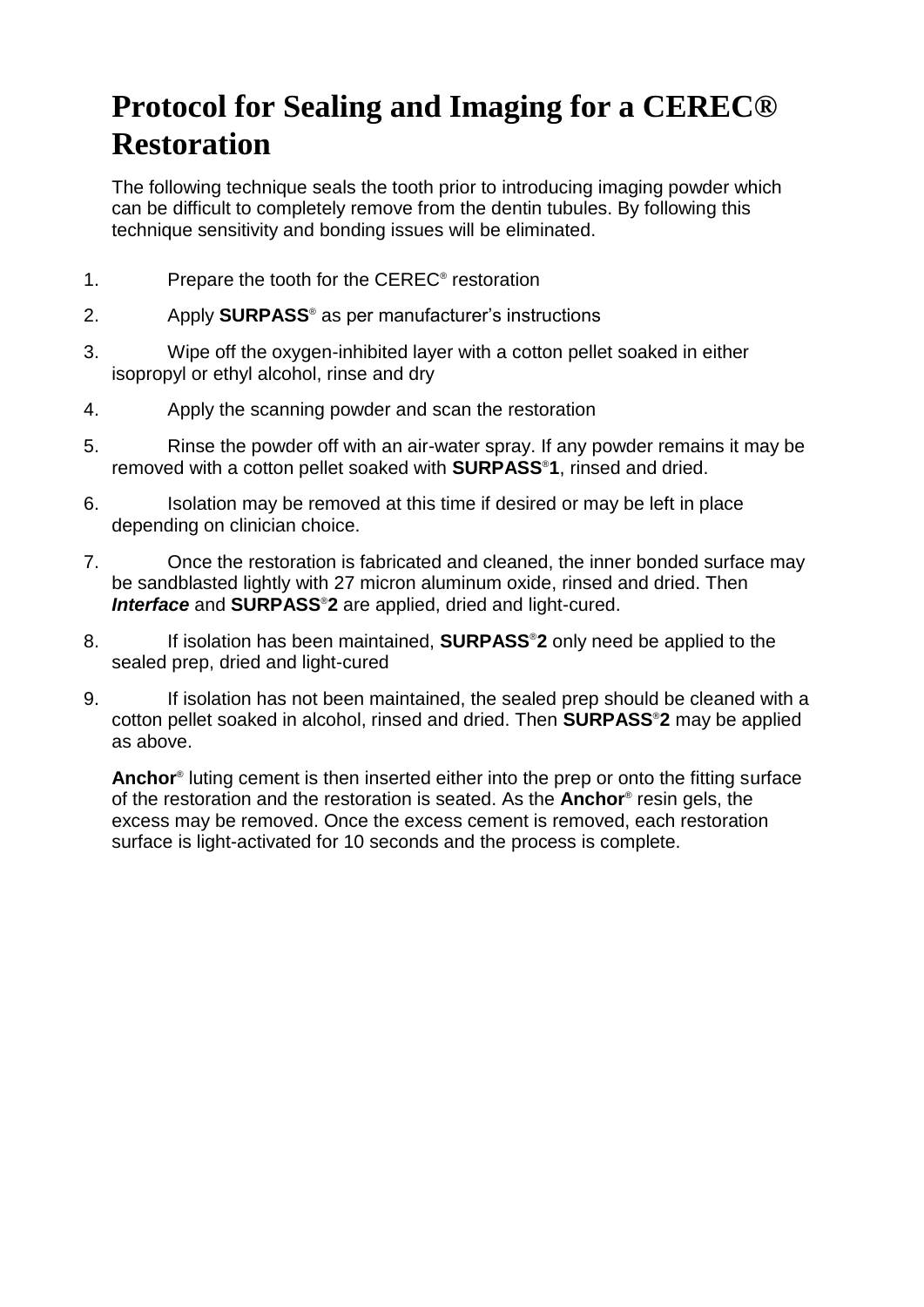# Protocol for Sealing and Imaging for a CEREC® Restoration

The following technique seals the tooth prior to introducing imaging powder which can be difficult to completely remove from the dentin tubules. By following this technique sensitivity and bonding issues will be eliminated.

1. Prepare the tooth for the CEREC® restoration
2. Apply **SURPASS**® as per manufacturer's instructions
3. Wipe off the oxygen-inhibited layer with a cotton pellet soaked in either isopropyl or ethyl alcohol, rinse and dry
4. Apply the scanning powder and scan the restoration
5. Rinse the powder off with an air-water spray. If any powder remains it may be removed with a cotton pellet soaked with **SURPASS**®**1**, rinsed and dried.
6. Isolation may be removed at this time if desired or may be left in place depending on clinician choice.
7. Once the restoration is fabricated and cleaned, the inner bonded surface may be sandblasted lightly with 27 micron aluminum oxide, rinsed and dried. Then ***Interface*** and **SURPASS**®**2** are applied, dried and light-cured.
8. If isolation has been maintained, **SURPASS**®**2** only need be applied to the sealed prep, dried and light-cured
9. If isolation has not been maintained, the sealed prep should be cleaned with a cotton pellet soaked in alcohol, rinsed and dried. Then **SURPASS**®**2** may be applied as above.

**Anchor**® luting cement is then inserted either into the prep or onto the fitting surface of the restoration and the restoration is seated. As the **Anchor**® resin gels, the excess may be removed. Once the excess cement is removed, each restoration surface is light-activated for 10 seconds and the process is complete.